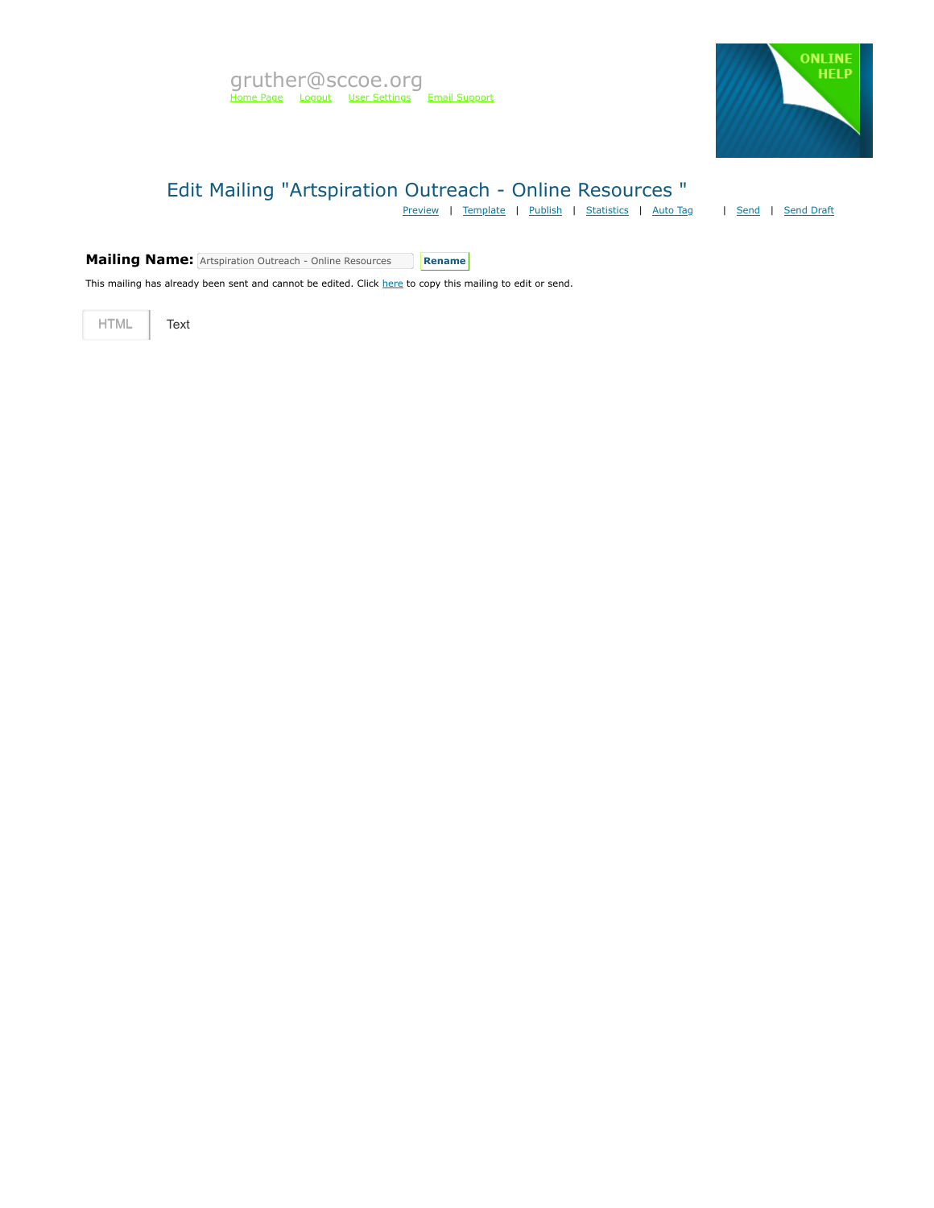gruther@sccoe.org

Home Page Logout User Settings Email Support

ONLINE HELP

# Edit Mailing "Artspiration Outreach - Online Resources "

Preview | Template | Publish | Statistics | Auto Tag | Send | Send Draft

**Mailing Name:** Artspiration Outreach - Online Resources **Rename**

This mailing has already been sent and cannot be edited. Click here to copy this mailing to edit or send.

HTML Text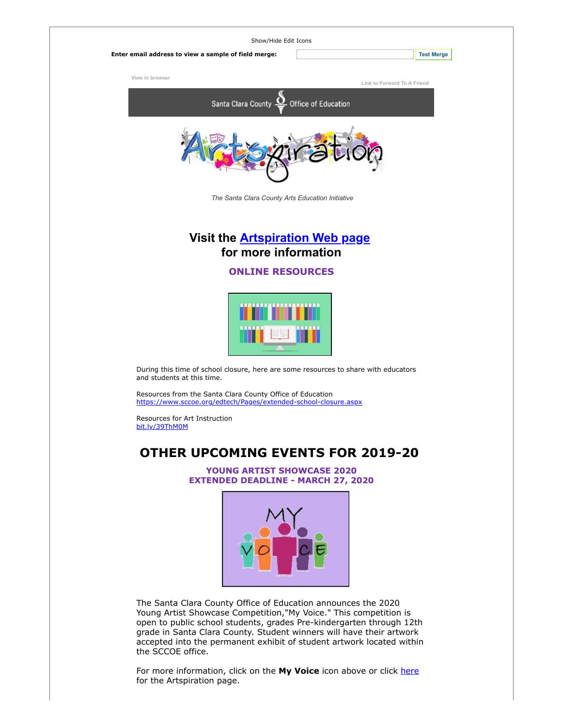Show/Hide Edit Icons

**Enter email address to view a sample of field merge:** Test Merge

View in browser

Link to Forward To A Friend

Santa Clara County Office of Education

*The Santa Clara County Arts Education Initiative*

## Visit the Artspiration Web page for more information

### ONLINE RESOURCES

During this time of school closure, here are some resources to share with educators and students at this time.

Resources from the Santa Clara County Office of Education
https://www.sccoe.org/edtech/Pages/extended-school-closure.aspx

Resources for Art Instruction
bit.ly/39ThM0M

## OTHER UPCOMING EVENTS FOR 2019-20

### YOUNG ARTIST SHOWCASE 2020
### EXTENDED DEADLINE - MARCH 27, 2020

The Santa Clara County Office of Education announces the 2020 Young Artist Showcase Competition,"My Voice." This competition is open to public school students, grades Pre-kindergarten through 12th grade in Santa Clara County. Student winners will have their artwork accepted into the permanent exhibit of student artwork located within the SCCOE office.

For more information, click on the **My Voice** icon above or click here for the Artspiration page.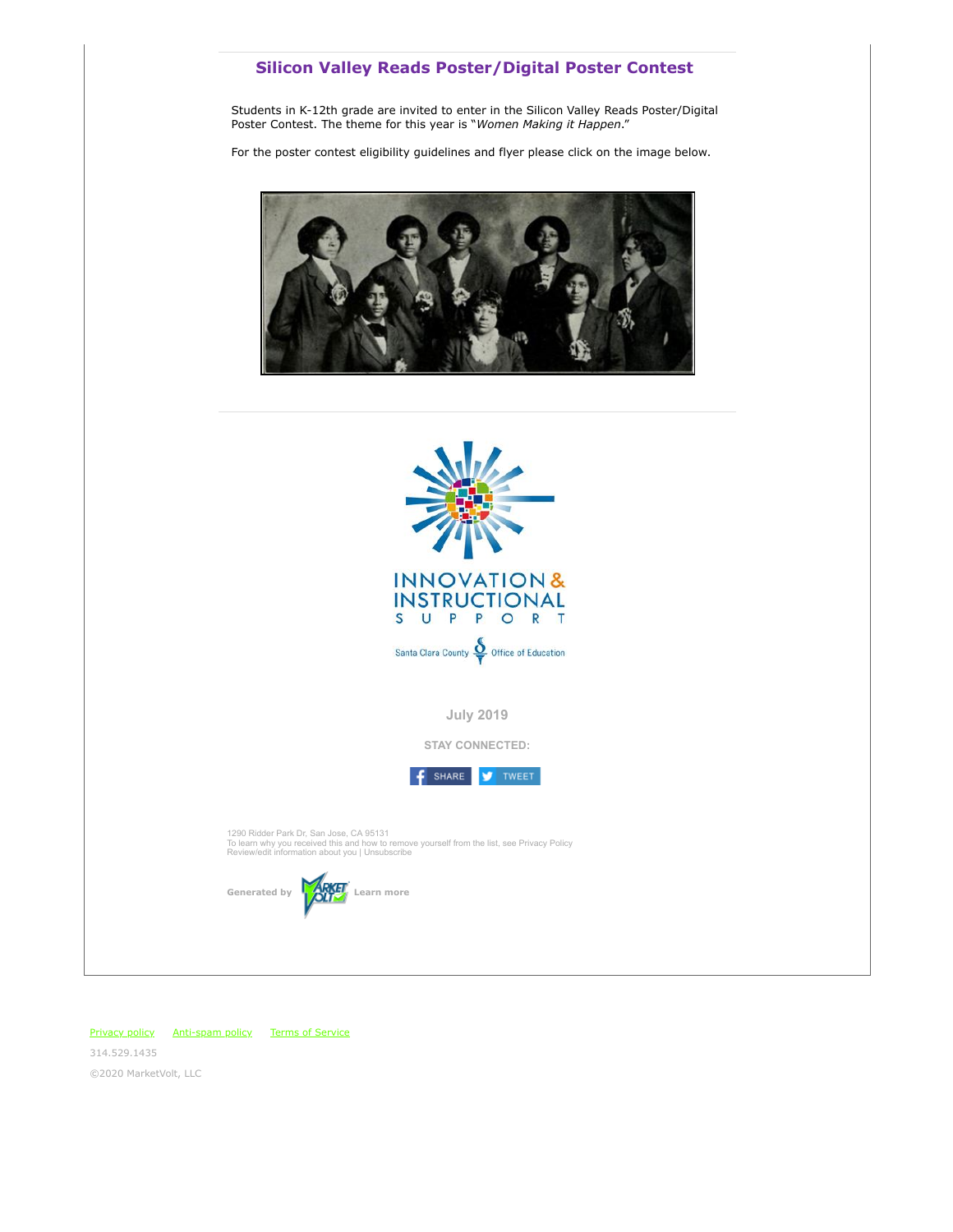## Silicon Valley Reads Poster/Digital Poster Contest

Students in K-12th grade are invited to enter in the Silicon Valley Reads Poster/Digital Poster Contest. The theme for this year is "*Women Making it Happen*."

For the poster contest eligibility guidelines and flyer please click on the image below.

INNOVATION & INSTRUCTIONAL SUPPORT

Santa Clara County Office of Education

July 2019

STAY CONNECTED:

SHARE TWEET

1290 Ridder Park Dr, San Jose, CA 95131
To learn why you received this and how to remove yourself from the list, see Privacy Policy
Review/edit information about you | Unsubscribe

Generated by MarketVolt Learn more

Privacy policy Anti-spam policy Terms of Service

314.529.1435

©2020 MarketVolt, LLC